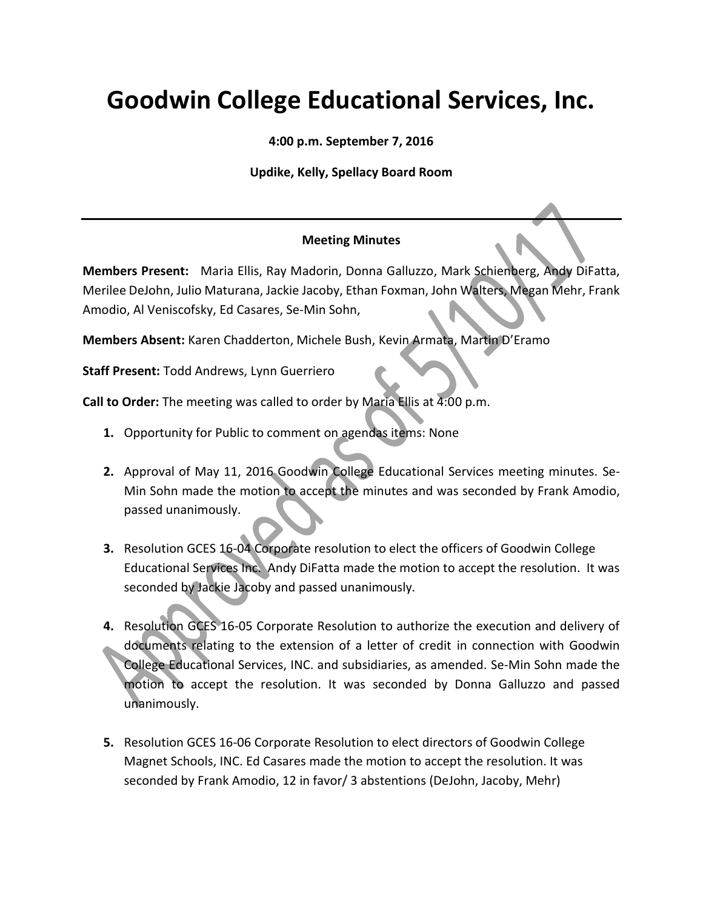# Goodwin College Educational Services, Inc.

**4:00 p.m. September 7, 2016**

**Updike, Kelly, Spellacy Board Room**

---

**Meeting Minutes**

**Members Present:** Maria Ellis, Ray Madorin, Donna Galluzzo, Mark Schienberg, Andy DiFatta, Merilee DeJohn, Julio Maturana, Jackie Jacoby, Ethan Foxman, John Walters, Megan Mehr, Frank Amodio, Al Veniscofsky, Ed Casares, Se-Min Sohn,

**Members Absent:** Karen Chadderton, Michele Bush, Kevin Armata, Martin D'Eramo

**Staff Present:** Todd Andrews, Lynn Guerriero

**Call to Order:** The meeting was called to order by Maria Ellis at 4:00 p.m.

1. Opportunity for Public to comment on agendas items: None

2. Approval of May 11, 2016 Goodwin College Educational Services meeting minutes. Se-Min Sohn made the motion to accept the minutes and was seconded by Frank Amodio, passed unanimously.

3. Resolution GCES 16-04 Corporate resolution to elect the officers of Goodwin College Educational Services Inc. Andy DiFatta made the motion to accept the resolution. It was seconded by Jackie Jacoby and passed unanimously.

4. Resolution GCES 16-05 Corporate Resolution to authorize the execution and delivery of documents relating to the extension of a letter of credit in connection with Goodwin College Educational Services, INC. and subsidiaries, as amended. Se-Min Sohn made the motion to accept the resolution. It was seconded by Donna Galluzzo and passed unanimously.

5. Resolution GCES 16-06 Corporate Resolution to elect directors of Goodwin College Magnet Schools, INC. Ed Casares made the motion to accept the resolution. It was seconded by Frank Amodio, 12 in favor/ 3 abstentions (DeJohn, Jacoby, Mehr)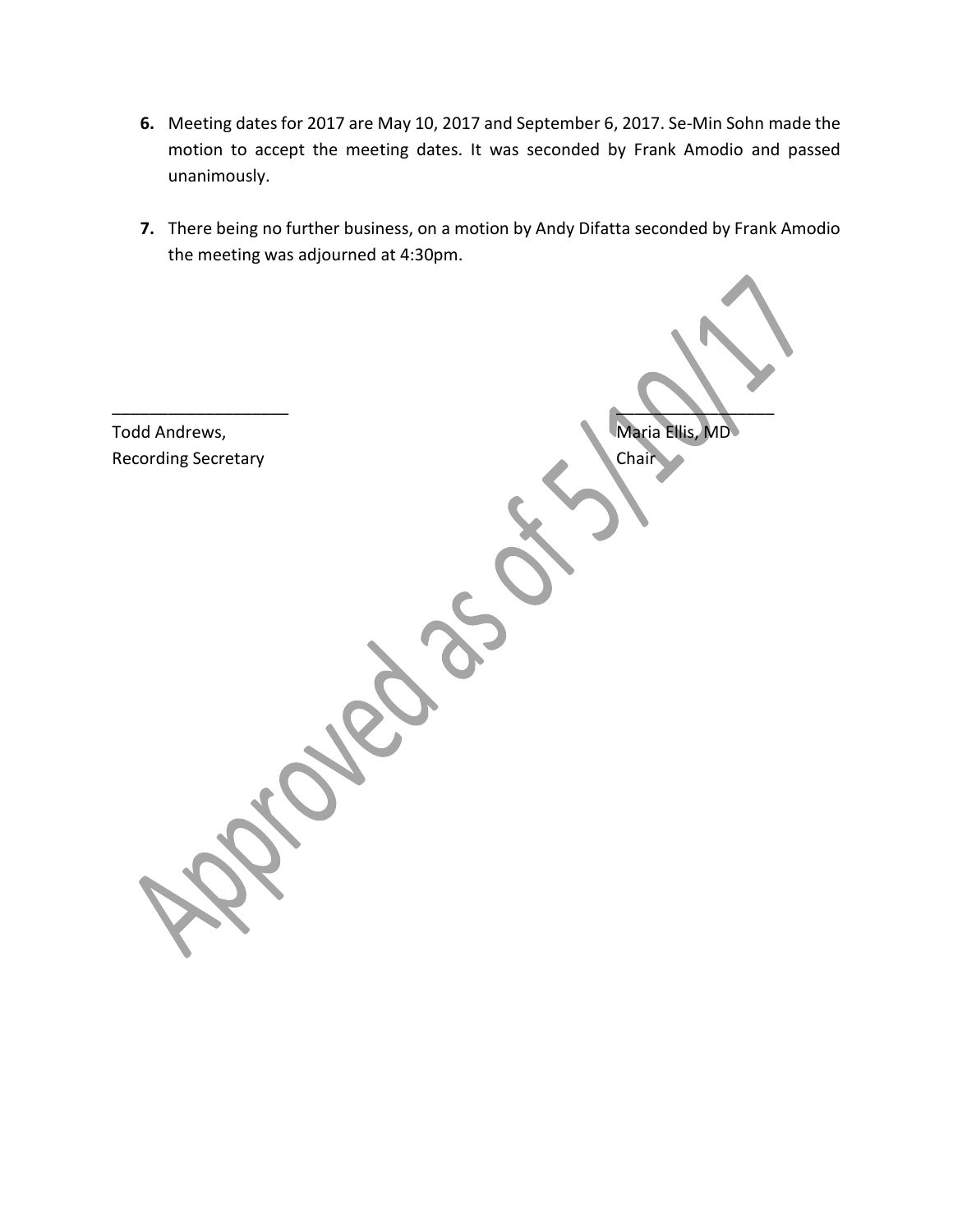6. Meeting dates for 2017 are May 10, 2017 and September 6, 2017. Se-Min Sohn made the motion to accept the meeting dates. It was seconded by Frank Amodio and passed unanimously.

7. There being no further business, on a motion by Andy Difatta seconded by Frank Amodio the meeting was adjourned at 4:30pm.

Approved as of 5/10/17

\_\_\_\_\_\_\_\_\_\_\_\_\_\_\_\_\_\_\_\_
Todd Andrews,
Recording Secretary

\_\_\_\_\_\_\_\_\_\_\_\_\_\_\_\_\_\_\_\_
Maria Ellis, MD
Chair